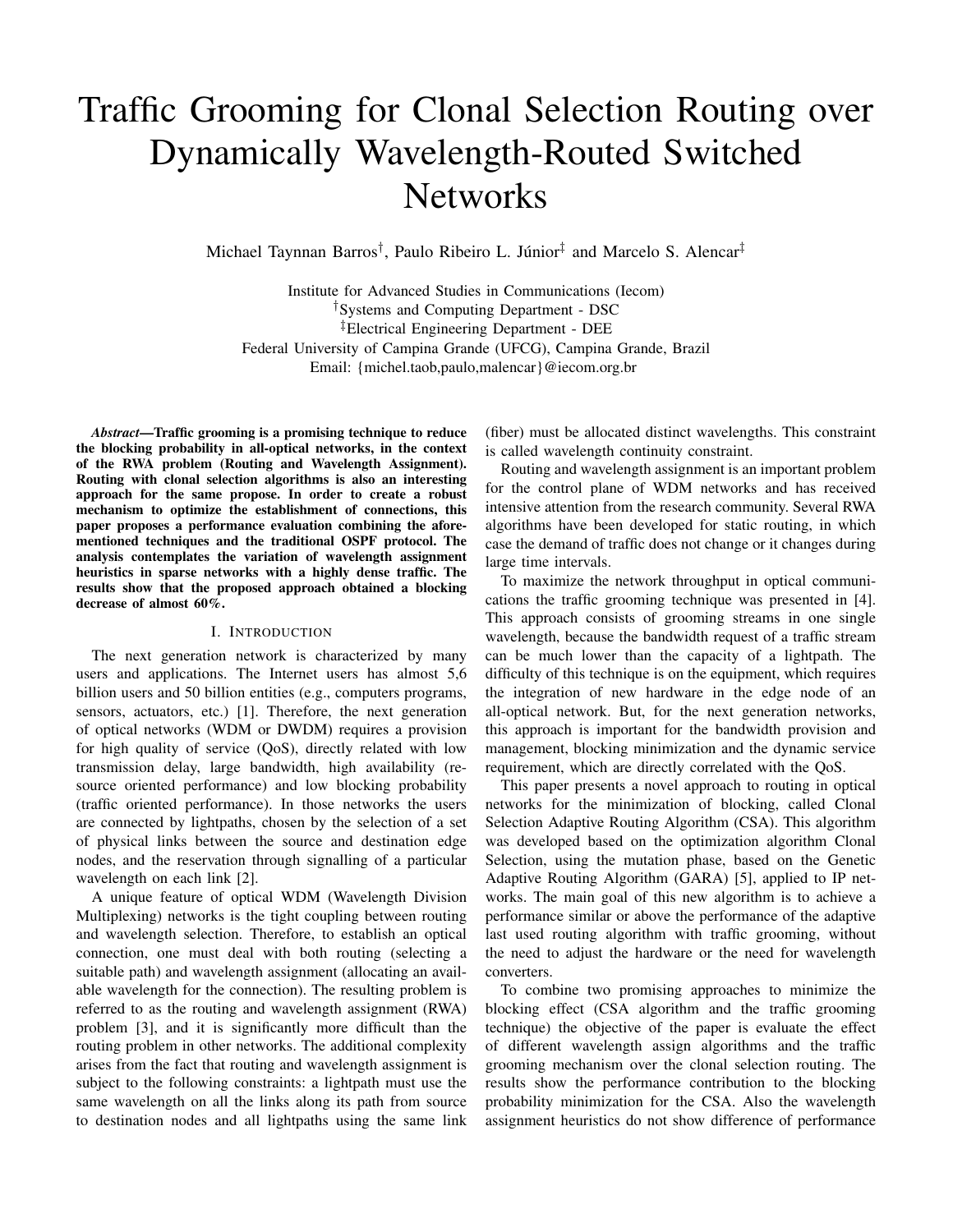# Traffic Grooming for Clonal Selection Routing over Dynamically Wavelength-Routed Switched Networks

Michael Taynnan Barros[†], Paulo Ribeiro L. Júnior[‡] and Marcelo S. Alencar[‡]

Institute for Advanced Studies in Communications (Iecom)
[†]Systems and Computing Department - DSC
[‡]Electrical Engineering Department - DEE
Federal University of Campina Grande (UFCG), Campina Grande, Brazil
Email: {michel.taob,paulo,malencar}@iecom.org.br

***Abstract*—Traffic grooming is a promising technique to reduce the blocking probability in all-optical networks, in the context of the RWA problem (Routing and Wavelength Assignment). Routing with clonal selection algorithms is also an interesting approach for the same propose. In order to create a robust mechanism to optimize the establishment of connections, this paper proposes a performance evaluation combining the aforementioned techniques and the traditional OSPF protocol. The analysis contemplates the variation of wavelength assignment heuristics in sparse networks with a highly dense traffic. The results show that the proposed approach obtained a blocking decrease of almost 60%.**

## I. Introduction

The next generation network is characterized by many users and applications. The Internet users has almost 5,6 billion users and 50 billion entities (e.g., computers programs, sensors, actuators, etc.) [1]. Therefore, the next generation of optical networks (WDM or DWDM) requires a provision for high quality of service (QoS), directly related with low transmission delay, large bandwidth, high availability (resource oriented performance) and low blocking probability (traffic oriented performance). In those networks the users are connected by lightpaths, chosen by the selection of a set of physical links between the source and destination edge nodes, and the reservation through signalling of a particular wavelength on each link [2].

A unique feature of optical WDM (Wavelength Division Multiplexing) networks is the tight coupling between routing and wavelength selection. Therefore, to establish an optical connection, one must deal with both routing (selecting a suitable path) and wavelength assignment (allocating an available wavelength for the connection). The resulting problem is referred to as the routing and wavelength assignment (RWA) problem [3], and it is significantly more difficult than the routing problem in other networks. The additional complexity arises from the fact that routing and wavelength assignment is subject to the following constraints: a lightpath must use the same wavelength on all the links along its path from source to destination nodes and all lightpaths using the same link (fiber) must be allocated distinct wavelengths. This constraint is called wavelength continuity constraint.

Routing and wavelength assignment is an important problem for the control plane of WDM networks and has received intensive attention from the research community. Several RWA algorithms have been developed for static routing, in which case the demand of traffic does not change or it changes during large time intervals.

To maximize the network throughput in optical communications the traffic grooming technique was presented in [4]. This approach consists of grooming streams in one single wavelength, because the bandwidth request of a traffic stream can be much lower than the capacity of a lightpath. The difficulty of this technique is on the equipment, which requires the integration of new hardware in the edge node of an all-optical network. But, for the next generation networks, this approach is important for the bandwidth provision and management, blocking minimization and the dynamic service requirement, which are directly correlated with the QoS.

This paper presents a novel approach to routing in optical networks for the minimization of blocking, called Clonal Selection Adaptive Routing Algorithm (CSA). This algorithm was developed based on the optimization algorithm Clonal Selection, using the mutation phase, based on the Genetic Adaptive Routing Algorithm (GARA) [5], applied to IP networks. The main goal of this new algorithm is to achieve a performance similar or above the performance of the adaptive last used routing algorithm with traffic grooming, without the need to adjust the hardware or the need for wavelength converters.

To combine two promising approaches to minimize the blocking effect (CSA algorithm and the traffic grooming technique) the objective of the paper is evaluate the effect of different wavelength assign algorithms and the traffic grooming mechanism over the clonal selection routing. The results show the performance contribution to the blocking probability minimization for the CSA. Also the wavelength assignment heuristics do not show difference of performance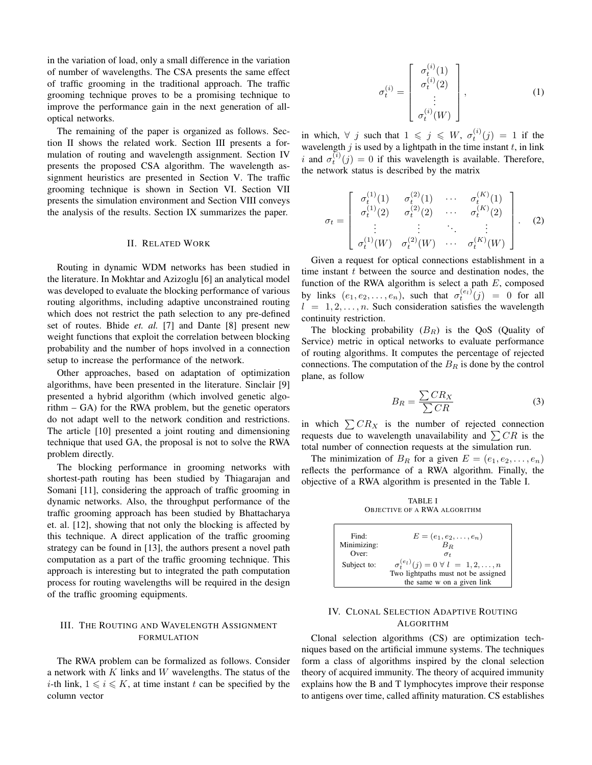in the variation of load, only a small difference in the variation of number of wavelengths. The CSA presents the same effect of traffic grooming in the traditional approach. The traffic grooming technique proves to be a promising technique to improve the performance gain in the next generation of all-optical networks.

The remaining of the paper is organized as follows. Section II shows the related work. Section III presents a formulation of routing and wavelength assignment. Section IV presents the proposed CSA algorithm. The wavelength assignment heuristics are presented in Section V. The traffic grooming technique is shown in Section VI. Section VII presents the simulation environment and Section VIII conveys the analysis of the results. Section IX summarizes the paper.

## II. Related Work

Routing in dynamic WDM networks has been studied in the literature. In Mokhtar and Azizoglu [6] an analytical model was developed to evaluate the blocking performance of various routing algorithms, including adaptive unconstrained routing which does not restrict the path selection to any pre-defined set of routes. Bhide *et. al.* [7] and Dante [8] present new weight functions that exploit the correlation between blocking probability and the number of hops involved in a connection setup to increase the performance of the network.

Other approaches, based on adaptation of optimization algorithms, have been presented in the literature. Sinclair [9] presented a hybrid algorithm (which involved genetic algorithm – GA) for the RWA problem, but the genetic operators do not adapt well to the network condition and restrictions. The article [10] presented a joint routing and dimensioning technique that used GA, the proposal is not to solve the RWA problem directly.

The blocking performance in grooming networks with shortest-path routing has been studied by Thiagarajan and Somani [11], considering the approach of traffic grooming in dynamic networks. Also, the throughput performance of the traffic grooming approach has been studied by Bhattacharya et. al. [12], showing that not only the blocking is affected by this technique. A direct application of the traffic grooming strategy can be found in [13], the authors present a novel path computation as a part of the traffic grooming technique. This approach is interesting but to integrated the path computation process for routing wavelengths will be required in the design of the traffic grooming equipments.

## III. The Routing and Wavelength Assignment Formulation

The RWA problem can be formalized as follows. Consider a network with $K$ links and $W$ wavelengths. The status of the $i$-th link, $1 \leqslant i \leqslant K$, at time instant $t$ can be specified by the column vector

$$\sigma_t^{(i)} = \begin{bmatrix} \sigma_t^{(i)}(1) \\ \sigma_t^{(i)}(2) \\ \vdots \\ \sigma_t^{(i)}(W) \end{bmatrix}, \tag{1}$$

in which, $\forall\ j$ such that $1 \leqslant j \leqslant W$, $\sigma_t^{(i)}(j) = 1$ if the wavelength $j$ is used by a lightpath in the time instant $t$, in link $i$ and $\sigma_t^{(i)}(j) = 0$ if this wavelength is available. Therefore, the network status is described by the matrix

$$\sigma_t = \begin{bmatrix} \sigma_t^{(1)}(1) & \sigma_t^{(2)}(1) & \cdots & \sigma_t^{(K)}(1) \\ \sigma_t^{(1)}(2) & \sigma_t^{(2)}(2) & \cdots & \sigma_t^{(K)}(2) \\ \vdots & \vdots & \ddots & \vdots \\ \sigma_t^{(1)}(W) & \sigma_t^{(2)}(W) & \cdots & \sigma_t^{(K)}(W) \end{bmatrix}. \tag{2}$$

Given a request for optical connections establishment in a time instant $t$ between the source and destination nodes, the function of the RWA algorithm is select a path $E$, composed by links $(e_1, e_2, \ldots, e_n)$, such that $\sigma_t^{(e_l)}(j) = 0$ for all $l = 1, 2, \ldots, n$. Such consideration satisfies the wavelength continuity restriction.

The blocking probability ($B_R$) is the QoS (Quality of Service) metric in optical networks to evaluate performance of routing algorithms. It computes the percentage of rejected connections. The computation of the $B_R$ is done by the control plane, as follow

$$B_R = \frac{\sum CR_X}{\sum CR} \tag{3}$$

in which $\sum CR_X$ is the number of rejected connection requests due to wavelength unavailability and $\sum CR$ is the total number of connection requests at the simulation run.

The minimization of $B_R$ for a given $E = (e_1, e_2, \ldots, e_n)$ reflects the performance of a RWA algorithm. Finally, the objective of a RWA algorithm is presented in the Table I.

TABLE I
OBJECTIVE OF A RWA ALGORITHM

| | |
|---|---|
| Find: | $E = (e_1, e_2, \ldots, e_n)$ |
| Minimizing: | $B_R$ |
| Over: | $\sigma_t$ |
| Subject to: | $\sigma_t^{(e_l)}(j) = 0\ \forall\ l = 1, 2, \ldots, n$ |
| | Two lightpaths must not be assigned the same w on a given link |

## IV. Clonal Selection Adaptive Routing Algorithm

Clonal selection algorithms (CS) are optimization techniques based on the artificial immune systems. The techniques form a class of algorithms inspired by the clonal selection theory of acquired immunity. The theory of acquired immunity explains how the B and T lymphocytes improve their response to antigens over time, called affinity maturation. CS establishes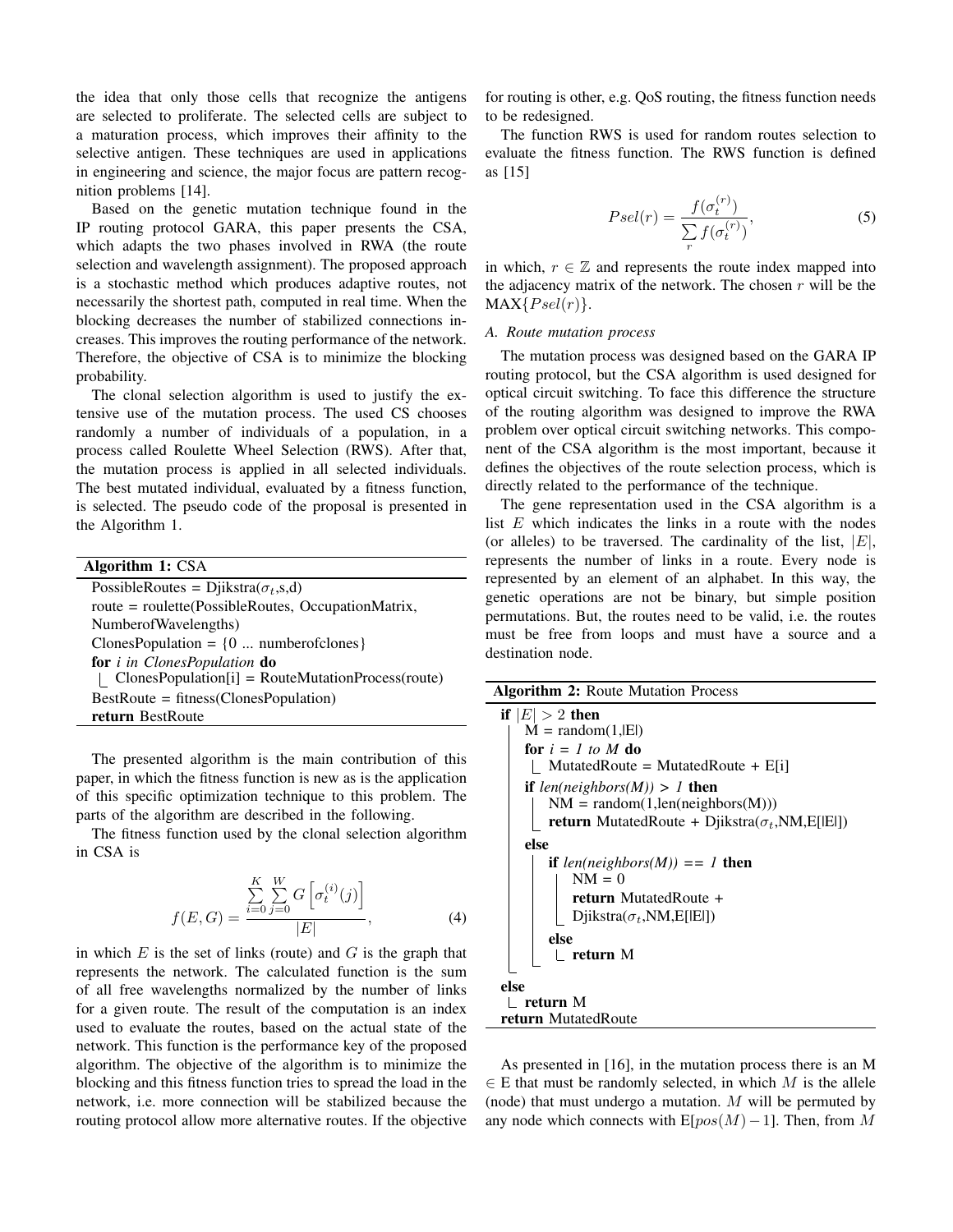the idea that only those cells that recognize the antigens are selected to proliferate. The selected cells are subject to a maturation process, which improves their affinity to the selective antigen. These techniques are used in applications in engineering and science, the major focus are pattern recognition problems [14].

Based on the genetic mutation technique found in the IP routing protocol GARA, this paper presents the CSA, which adapts the two phases involved in RWA (the route selection and wavelength assignment). The proposed approach is a stochastic method which produces adaptive routes, not necessarily the shortest path, computed in real time. When the blocking decreases the number of stabilized connections increases. This improves the routing performance of the network. Therefore, the objective of CSA is to minimize the blocking probability.

The clonal selection algorithm is used to justify the extensive use of the mutation process. The used CS chooses randomly a number of individuals of a population, in a process called Roulette Wheel Selection (RWS). After that, the mutation process is applied in all selected individuals. The best mutated individual, evaluated by a fitness function, is selected. The pseudo code of the proposal is presented in the Algorithm 1.

**Algorithm 1:** CSA

```
PossibleRoutes = Djikstra(σt,s,d)
route = roulette(PossibleRoutes, OccupationMatrix,
    NumberofWavelengths)
ClonesPopulation = {0 ... numberofclones}
for i in ClonesPopulation do
    ClonesPopulation[i] = RouteMutationProcess(route)
BestRoute = fitness(ClonesPopulation)
return BestRoute
```

The presented algorithm is the main contribution of this paper, in which the fitness function is new as is the application of this specific optimization technique to this problem. The parts of the algorithm are described in the following.

The fitness function used by the clonal selection algorithm in CSA is

$$f(E,G) = \frac{\sum_{i=0}^{K}\sum_{j=0}^{W} G\left[\sigma_t^{(i)}(j)\right]}{|E|}, \tag{4}$$

in which $E$ is the set of links (route) and $G$ is the graph that represents the network. The calculated function is the sum of all free wavelengths normalized by the number of links for a given route. The result of the computation is an index used to evaluate the routes, based on the actual state of the network. This function is the performance key of the proposed algorithm. The objective of the algorithm is to minimize the blocking and this fitness function tries to spread the load in the network, i.e. more connection will be stabilized because the routing protocol allow more alternative routes. If the objective for routing is other, e.g. QoS routing, the fitness function needs to be redesigned.

The function RWS is used for random routes selection to evaluate the fitness function. The RWS function is defined as [15]

$$Psel(r) = \frac{f(\sigma_t^{(r)})}{\sum_r f(\sigma_t^{(r)})}, \tag{5}$$

in which, $r \in \mathbb{Z}$ and represents the route index mapped into the adjacency matrix of the network. The chosen $r$ will be the $\text{MAX}\{Psel(r)\}$.

### A. Route mutation process

The mutation process was designed based on the GARA IP routing protocol, but the CSA algorithm is used designed for optical circuit switching. To face this difference the structure of the routing algorithm was designed to improve the RWA problem over optical circuit switching networks. This component of the CSA algorithm is the most important, because it defines the objectives of the route selection process, which is directly related to the performance of the technique.

The gene representation used in the CSA algorithm is a list $E$ which indicates the links in a route with the nodes (or alleles) to be traversed. The cardinality of the list, $|E|$, represents the number of links in a route. Every node is represented by an element of an alphabet. In this way, the genetic operations are not be binary, but simple position permutations. But, the routes need to be valid, i.e. the routes must be free from loops and must have a source and a destination node.

**Algorithm 2:** Route Mutation Process

```
if |E| > 2 then
    M = random(1,|E|)
    for i = 1 to M do
        MutatedRoute = MutatedRoute + E[i]
    if len(neighbors(M)) > 1 then
        NM = random(1,len(neighbors(M)))
        return MutatedRoute + Djikstra(σt,NM,E[|E|])
    else
        if len(neighbors(M)) == 1 then
            NM = 0
            return MutatedRoute +
            Djikstra(σt,NM,E[|E|])
        else
            return M
else
    return M
return MutatedRoute
```

As presented in [16], in the mutation process there is an M $\in$ E that must be randomly selected, in which $M$ is the allele (node) that must undergo a mutation. $M$ will be permuted by any node which connects with E[$pos(M)-1$]. Then, from $M$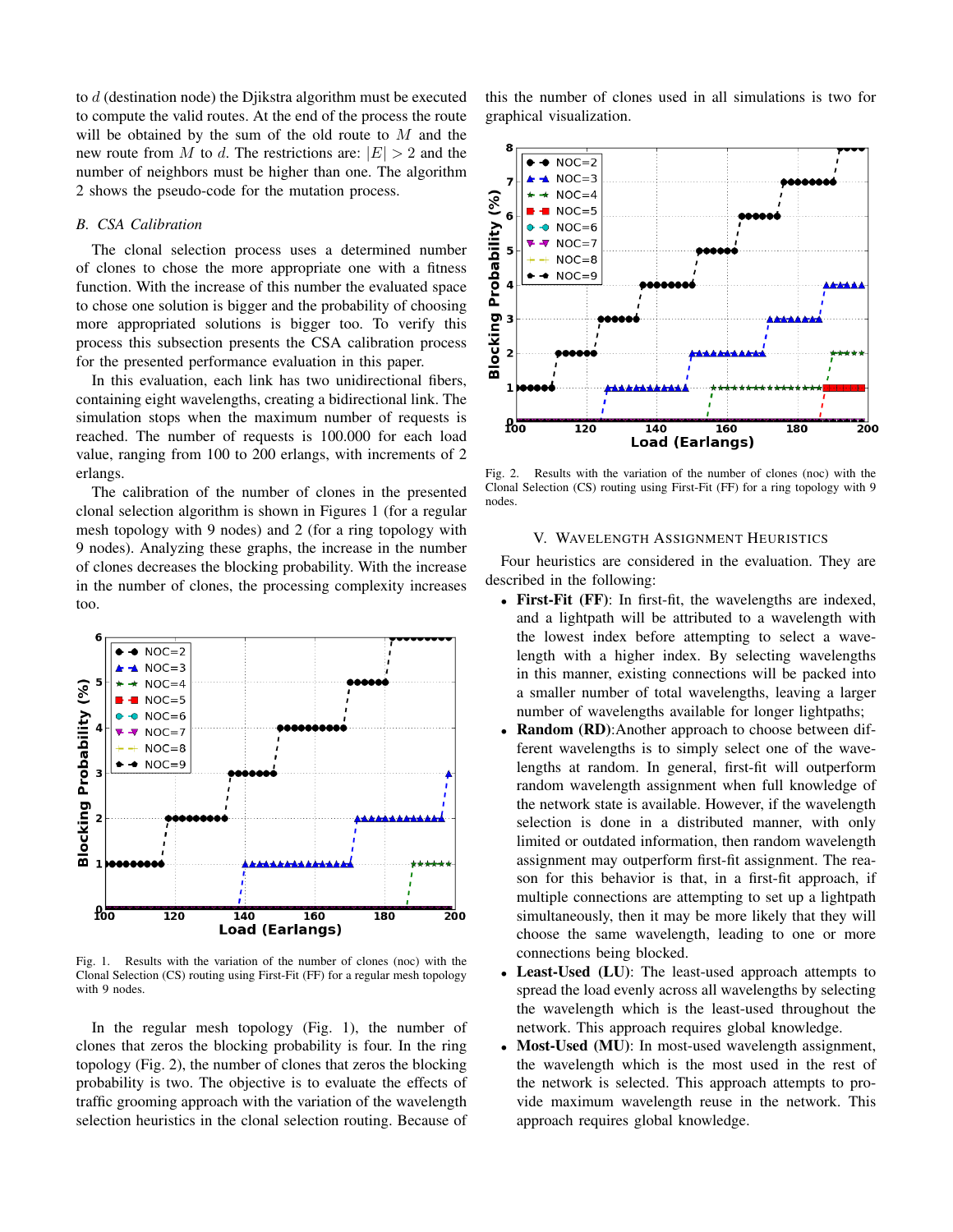to $d$ (destination node) the Djikstra algorithm must be executed to compute the valid routes. At the end of the process the route will be obtained by the sum of the old route to $M$ and the new route from $M$ to $d$. The restrictions are: $|E| > 2$ and the number of neighbors must be higher than one. The algorithm 2 shows the pseudo-code for the mutation process.

### B. CSA Calibration

The clonal selection process uses a determined number of clones to chose the more appropriate one with a fitness function. With the increase of this number the evaluated space to chose one solution is bigger and the probability of choosing more appropriated solutions is bigger too. To verify this process this subsection presents the CSA calibration process for the presented performance evaluation in this paper.

In this evaluation, each link has two unidirectional fibers, containing eight wavelengths, creating a bidirectional link. The simulation stops when the maximum number of requests is reached. The number of requests is 100.000 for each load value, ranging from 100 to 200 erlangs, with increments of 2 erlangs.

The calibration of the number of clones in the presented clonal selection algorithm is shown in Figures 1 (for a regular mesh topology with 9 nodes) and 2 (for a ring topology with 9 nodes). Analyzing these graphs, the increase in the number of clones decreases the blocking probability. With the increase in the number of clones, the processing complexity increases too.

Fig. 1. Results with the variation of the number of clones (noc) with the Clonal Selection (CS) routing using First-Fit (FF) for a regular mesh topology with 9 nodes.

In the regular mesh topology (Fig. 1), the number of clones that zeros the blocking probability is four. In the ring topology (Fig. 2), the number of clones that zeros the blocking probability is two. The objective is to evaluate the effects of traffic grooming approach with the variation of the wavelength selection heuristics in the clonal selection routing. Because of this the number of clones used in all simulations is two for graphical visualization.

Fig. 2. Results with the variation of the number of clones (noc) with the Clonal Selection (CS) routing using First-Fit (FF) for a ring topology with 9 nodes.

## V. Wavelength Assignment Heuristics

Four heuristics are considered in the evaluation. They are described in the following:

- **First-Fit (FF)**: In first-fit, the wavelengths are indexed, and a lightpath will be attributed to a wavelength with the lowest index before attempting to select a wavelength with a higher index. By selecting wavelengths in this manner, existing connections will be packed into a smaller number of total wavelengths, leaving a larger number of wavelengths available for longer lightpaths;
- **Random (RD)**:Another approach to choose between different wavelengths is to simply select one of the wavelengths at random. In general, first-fit will outperform random wavelength assignment when full knowledge of the network state is available. However, if the wavelength selection is done in a distributed manner, with only limited or outdated information, then random wavelength assignment may outperform first-fit assignment. The reason for this behavior is that, in a first-fit approach, if multiple connections are attempting to set up a lightpath simultaneously, then it may be more likely that they will choose the same wavelength, leading to one or more connections being blocked.
- **Least-Used (LU)**: The least-used approach attempts to spread the load evenly across all wavelengths by selecting the wavelength which is the least-used throughout the network. This approach requires global knowledge.
- **Most-Used (MU)**: In most-used wavelength assignment, the wavelength which is the most used in the rest of the network is selected. This approach attempts to provide maximum wavelength reuse in the network. This approach requires global knowledge.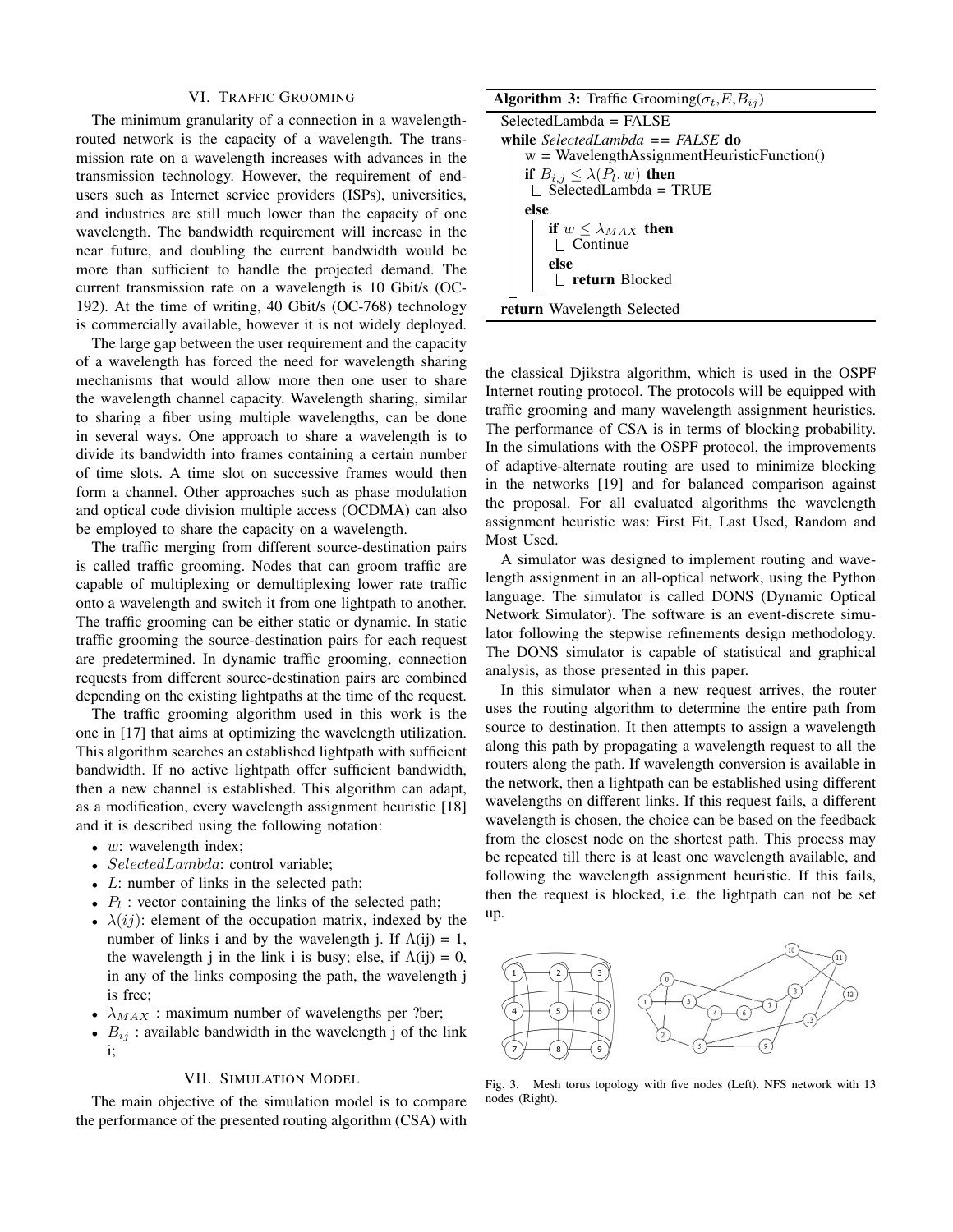## VI. Traffic Grooming

The minimum granularity of a connection in a wavelength-routed network is the capacity of a wavelength. The transmission rate on a wavelength increases with advances in the transmission technology. However, the requirement of end-users such as Internet service providers (ISPs), universities, and industries are still much lower than the capacity of one wavelength. The bandwidth requirement will increase in the near future, and doubling the current bandwidth would be more than sufficient to handle the projected demand. The current transmission rate on a wavelength is 10 Gbit/s (OC-192). At the time of writing, 40 Gbit/s (OC-768) technology is commercially available, however it is not widely deployed.

The large gap between the user requirement and the capacity of a wavelength has forced the need for wavelength sharing mechanisms that would allow more then one user to share the wavelength channel capacity. Wavelength sharing, similar to sharing a fiber using multiple wavelengths, can be done in several ways. One approach to share a wavelength is to divide its bandwidth into frames containing a certain number of time slots. A time slot on successive frames would then form a channel. Other approaches such as phase modulation and optical code division multiple access (OCDMA) can also be employed to share the capacity on a wavelength.

The traffic merging from different source-destination pairs is called traffic grooming. Nodes that can groom traffic are capable of multiplexing or demultiplexing lower rate traffic onto a wavelength and switch it from one lightpath to another. The traffic grooming can be either static or dynamic. In static traffic grooming the source-destination pairs for each request are predetermined. In dynamic traffic grooming, connection requests from different source-destination pairs are combined depending on the existing lightpaths at the time of the request.

The traffic grooming algorithm used in this work is the one in [17] that aims at optimizing the wavelength utilization. This algorithm searches an established lightpath with sufficient bandwidth. If no active lightpath offer sufficient bandwidth, then a new channel is established. This algorithm can adapt, as a modification, every wavelength assignment heuristic [18] and it is described using the following notation:

- $w$: wavelength index;
- $SelectedLambda$: control variable;
- $L$: number of links in the selected path;
- $P_l$ : vector containing the links of the selected path;
- $\lambda(ij)$: element of the occupation matrix, indexed by the number of links i and by the wavelength j. If $\Lambda(ij) = 1$, the wavelength j in the link i is busy; else, if $\Lambda(ij) = 0$, in any of the links composing the path, the wavelength j is free;
- $\lambda_{MAX}$ : maximum number of wavelengths per ?ber;
- $B_{ij}$ : available bandwidth in the wavelength j of the link i;

**Algorithm 3:** Traffic Grooming($\sigma_t$,$E$,$B_{ij}$)

```
SelectedLambda = FALSE
while SelectedLambda == FALSE do
    w = WavelengthAssignmentHeuristicFunction()
    if B_{i,j} ≤ λ(P_l, w) then
        SelectedLambda = TRUE
    else
        if w ≤ λ_MAX then
            Continue
        else
            return Blocked
return Wavelength Selected
```

## VII. Simulation Model

The main objective of the simulation model is to compare the performance of the presented routing algorithm (CSA) with the classical Djikstra algorithm, which is used in the OSPF Internet routing protocol. The protocols will be equipped with traffic grooming and many wavelength assignment heuristics. The performance of CSA is in terms of blocking probability. In the simulations with the OSPF protocol, the improvements of adaptive-alternate routing are used to minimize blocking in the networks [19] and for balanced comparison against the proposal. For all evaluated algorithms the wavelength assignment heuristic was: First Fit, Last Used, Random and Most Used.

A simulator was designed to implement routing and wavelength assignment in an all-optical network, using the Python language. The simulator is called DONS (Dynamic Optical Network Simulator). The software is an event-discrete simulator following the stepwise refinements design methodology. The DONS simulator is capable of statistical and graphical analysis, as those presented in this paper.

In this simulator when a new request arrives, the router uses the routing algorithm to determine the entire path from source to destination. It then attempts to assign a wavelength along this path by propagating a wavelength request to all the routers along the path. If wavelength conversion is available in the network, then a lightpath can be established using different wavelengths on different links. If this request fails, a different wavelength is chosen, the choice can be based on the feedback from the closest node on the shortest path. This process may be repeated till there is at least one wavelength available, and following the wavelength assignment heuristic. If this fails, then the request is blocked, i.e. the lightpath can not be set up.

Fig. 3. Mesh torus topology with five nodes (Left). NFS network with 13 nodes (Right).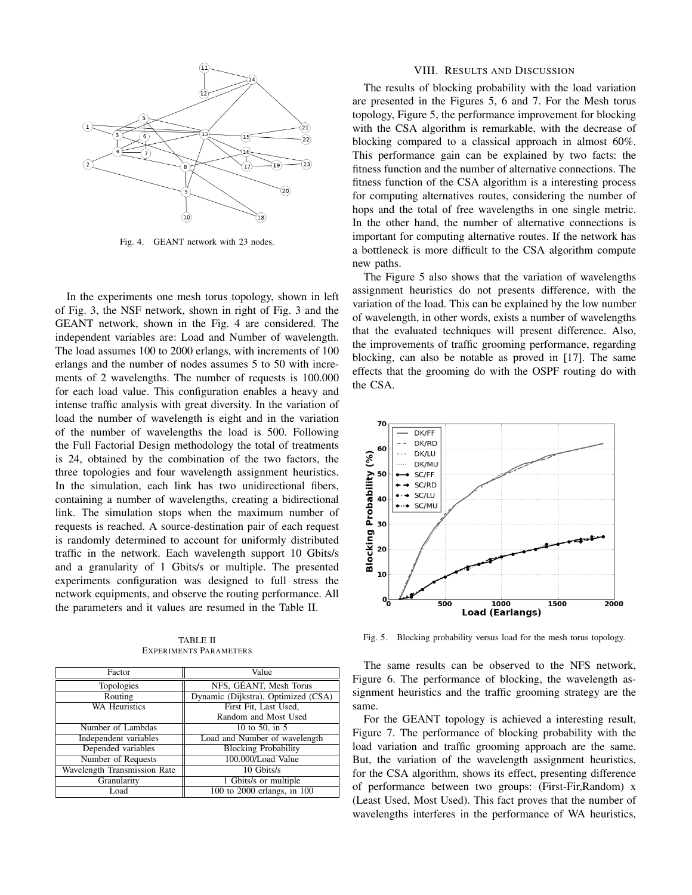Fig. 4. GEANT network with 23 nodes.

In the experiments one mesh torus topology, shown in left of Fig. 3, the NSF network, shown in right of Fig. 3 and the GEANT network, shown in the Fig. 4 are considered. The independent variables are: Load and Number of wavelength. The load assumes 100 to 2000 erlangs, with increments of 100 erlangs and the number of nodes assumes 5 to 50 with increments of 2 wavelengths. The number of requests is 100.000 for each load value. This configuration enables a heavy and intense traffic analysis with great diversity. In the variation of load the number of wavelength is eight and in the variation of the number of wavelengths the load is 500. Following the Full Factorial Design methodology the total of treatments is 24, obtained by the combination of the two factors, the three topologies and four wavelength assignment heuristics. In the simulation, each link has two unidirectional fibers, containing a number of wavelengths, creating a bidirectional link. The simulation stops when the maximum number of requests is reached. A source-destination pair of each request is randomly determined to account for uniformly distributed traffic in the network. Each wavelength support 10 Gbits/s and a granularity of 1 Gbits/s or multiple. The presented experiments configuration was designed to full stress the network equipments, and observe the routing performance. All the parameters and it values are resumed in the Table II.

TABLE II
EXPERIMENTS PARAMETERS

| Factor | Value |
|---|---|
| Topologies | NFS, GÉANT, Mesh Torus |
| Routing | Dynamic (Dijkstra), Optimized (CSA) |
| WA Heuristics | First Fit, Last Used, Random and Most Used |
| Number of Lambdas | 10 to 50, in 5 |
| Independent variables | Load and Number of wavelength |
| Depended variables | Blocking Probability |
| Number of Requests | 100.000/Load Value |
| Wavelength Transmission Rate | 10 Gbits/s |
| Granularity | 1 Gbits/s or multiple |
| Load | 100 to 2000 erlangs, in 100 |

## VIII. Results and Discussion

The results of blocking probability with the load variation are presented in the Figures 5, 6 and 7. For the Mesh torus topology, Figure 5, the performance improvement for blocking with the CSA algorithm is remarkable, with the decrease of blocking compared to a classical approach in almost 60%. This performance gain can be explained by two facts: the fitness function and the number of alternative connections. The fitness function of the CSA algorithm is a interesting process for computing alternatives routes, considering the number of hops and the total of free wavelengths in one single metric. In the other hand, the number of alternative connections is important for computing alternative routes. If the network has a bottleneck is more difficult to the CSA algorithm compute new paths.

The Figure 5 also shows that the variation of wavelengths assignment heuristics do not presents difference, with the variation of the load. This can be explained by the low number of wavelength, in other words, exists a number of wavelengths that the evaluated techniques will present difference. Also, the improvements of traffic grooming performance, regarding blocking, can also be notable as proved in [17]. The same effects that the grooming do with the OSPF routing do with the CSA.

Fig. 5. Blocking probability versus load for the mesh torus topology.

The same results can be observed to the NFS network, Figure 6. The performance of blocking, the wavelength assignment heuristics and the traffic grooming strategy are the same.

For the GEANT topology is achieved a interesting result, Figure 7. The performance of blocking probability with the load variation and traffic grooming approach are the same. But, the variation of the wavelength assignment heuristics, for the CSA algorithm, shows its effect, presenting difference of performance between two groups: (First-Fir,Random) x (Least Used, Most Used). This fact proves that the number of wavelengths interferes in the performance of WA heuristics,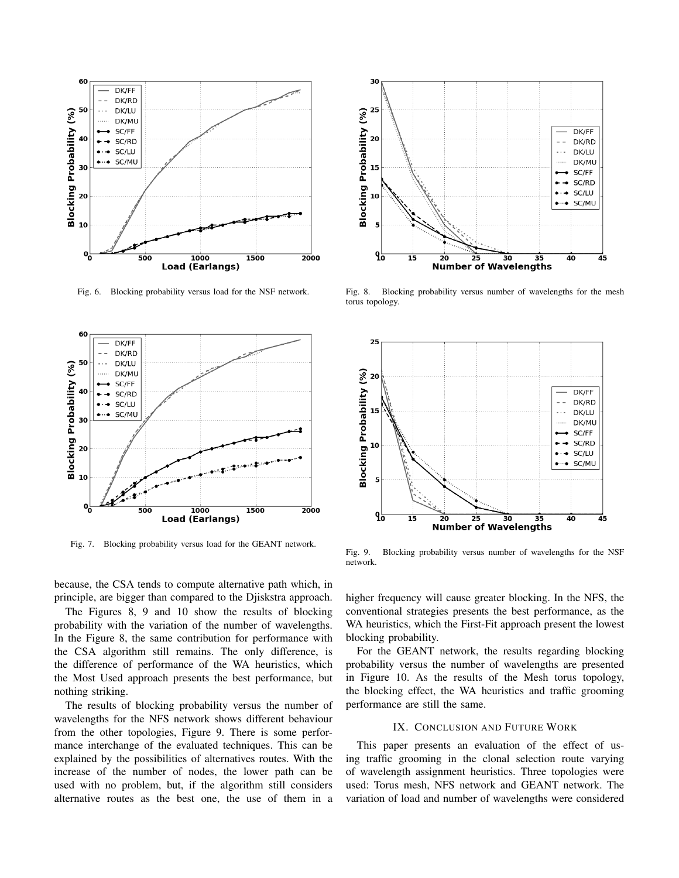Fig. 6. Blocking probability versus load for the NSF network.

Fig. 7. Blocking probability versus load for the GEANT network.

Fig. 8. Blocking probability versus number of wavelengths for the mesh torus topology.

Fig. 9. Blocking probability versus number of wavelengths for the NSF network.

because, the CSA tends to compute alternative path which, in principle, are bigger than compared to the Djiskstra approach.

The Figures 8, 9 and 10 show the results of blocking probability with the variation of the number of wavelengths. In the Figure 8, the same contribution for performance with the CSA algorithm still remains. The only difference, is the difference of performance of the WA heuristics, which the Most Used approach presents the best performance, but nothing striking.

The results of blocking probability versus the number of wavelengths for the NFS network shows different behaviour from the other topologies, Figure 9. There is some performance interchange of the evaluated techniques. This can be explained by the possibilities of alternatives routes. With the increase of the number of nodes, the lower path can be used with no problem, but, if the algorithm still considers alternative routes as the best one, the use of them in a higher frequency will cause greater blocking. In the NFS, the conventional strategies presents the best performance, as the WA heuristics, which the First-Fit approach present the lowest blocking probability.

For the GEANT network, the results regarding blocking probability versus the number of wavelengths are presented in Figure 10. As the results of the Mesh torus topology, the blocking effect, the WA heuristics and traffic grooming performance are still the same.

## IX. Conclusion and Future Work

This paper presents an evaluation of the effect of using traffic grooming in the clonal selection route varying of wavelength assignment heuristics. Three topologies were used: Torus mesh, NFS network and GEANT network. The variation of load and number of wavelengths were considered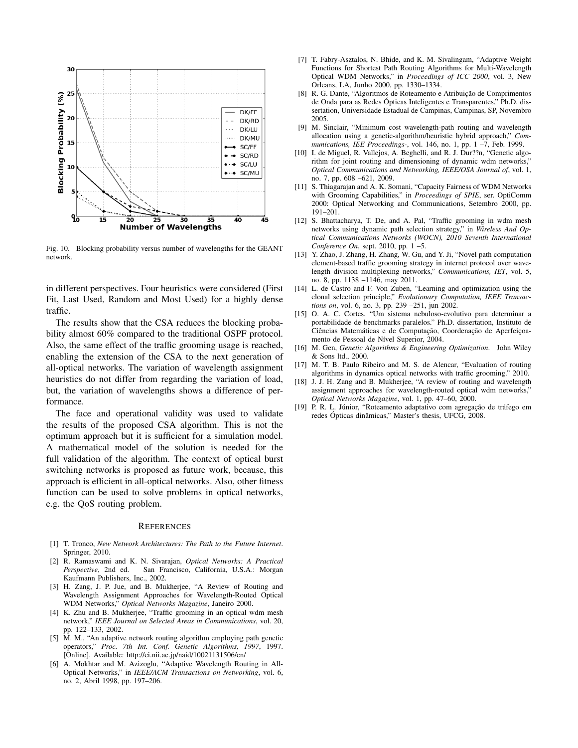30
25
20
15
10
5
0
Blocking Probability (%)
10 15 20 25 30 35 40 45
Number of Wavelengths
DK/FF
DK/RD
DK/LU
DK/MU
SC/FF
SC/RD
SC/LU
SC/MU

Fig. 10. Blocking probability versus number of wavelengths for the GEANT network.

in different perspectives. Four heuristics were considered (First Fit, Last Used, Random and Most Used) for a highly dense traffic.

The results show that the CSA reduces the blocking probability almost 60% compared to the traditional OSPF protocol. Also, the same effect of the traffic grooming usage is reached, enabling the extension of the CSA to the next generation of all-optical networks. The variation of wavelength assignment heuristics do not differ from regarding the variation of load, but, the variation of wavelengths shows a difference of performance.

The face and operational validity was used to validate the results of the proposed CSA algorithm. This is not the optimum approach but it is sufficient for a simulation model. A mathematical model of the solution is needed for the full validation of the algorithm. The context of optical burst switching networks is proposed as future work, because, this approach is efficient in all-optical networks. Also, other fitness function can be used to solve problems in optical networks, e.g. the QoS routing problem.

## References

[1] T. Tronco, *New Network Architectures: The Path to the Future Internet*. Springer, 2010.

[2] R. Ramaswami and K. N. Sivarajan, *Optical Networks: A Practical Perspective*, 2nd ed. San Francisco, California, U.S.A.: Morgan Kaufmann Publishers, Inc., 2002.

[3] H. Zang, J. P. Jue, and B. Mukherjee, "A Review of Routing and Wavelength Assignment Approaches for Wavelength-Routed Optical WDM Networks," *Optical Networks Magazine*, Janeiro 2000.

[4] K. Zhu and B. Mukherjee, "Traffic grooming in an optical wdm mesh network," *IEEE Journal on Selected Areas in Communications*, vol. 20, pp. 122–133, 2002.

[5] M. M., "An adaptive network routing algorithm employing path genetic operators," *Proc. 7th Int. Conf. Genetic Algorithms, 1997*, 1997. [Online]. Available: http://ci.nii.ac.jp/naid/10021131506/en/

[6] A. Mokhtar and M. Azizoglu, "Adaptive Wavelength Routing in All-Optical Networks," in *IEEE/ACM Transactions on Networking*, vol. 6, no. 2, Abril 1998, pp. 197–206.

[7] T. Fabry-Asztalos, N. Bhide, and K. M. Sivalingam, "Adaptive Weight Functions for Shortest Path Routing Algorithms for Multi-Wavelength Optical WDM Networks," in *Proceedings of ICC 2000*, vol. 3, New Orleans, LA, Junho 2000, pp. 1330–1334.

[8] R. G. Dante, "Algoritmos de Roteamento e Atribuição de Comprimentos de Onda para as Redes Ópticas Inteligentes e Transparentes," Ph.D. dissertation, Universidade Estadual de Campinas, Campinas, SP, Novembro 2005.

[9] M. Sinclair, "Minimum cost wavelength-path routing and wavelength allocation using a genetic-algorithm/heuristic hybrid approach," *Communications, IEE Proceedings-*, vol. 146, no. 1, pp. 1 –7, Feb. 1999.

[10] I. de Miguel, R. Vallejos, A. Beghelli, and R. J. Dur??n, "Genetic algorithm for joint routing and dimensioning of dynamic wdm networks," *Optical Communications and Networking, IEEE/OSA Journal of*, vol. 1, no. 7, pp. 608 –621, 2009.

[11] S. Thiagarajan and A. K. Somani, "Capacity Fairness of WDM Networks with Grooming Capabilities," in *Proceedings of SPIE*, ser. OptiComm 2000: Optical Networking and Communications, Setembro 2000, pp. 191–201.

[12] S. Bhattacharya, T. De, and A. Pal, "Traffic grooming in wdm mesh networks using dynamic path selection strategy," in *Wireless And Optical Communications Networks (WOCN), 2010 Seventh International Conference On*, sept. 2010, pp. 1 –5.

[13] Y. Zhao, J. Zhang, H. Zhang, W. Gu, and Y. Ji, "Novel path computation element-based traffic grooming strategy in internet protocol over wavelength division multiplexing networks," *Communications, IET*, vol. 5, no. 8, pp. 1138 –1146, may 2011.

[14] L. de Castro and F. Von Zuben, "Learning and optimization using the clonal selection principle," *Evolutionary Computation, IEEE Transactions on*, vol. 6, no. 3, pp. 239 –251, jun 2002.

[15] O. A. C. Cortes, "Um sistema nebuloso-evolutivo para determinar a portabilidade de benchmarks paralelos." Ph.D. dissertation, Instituto de Ciências Matemáticas e de Computação, Coordenação de Aperfeiçoamento de Pessoal de Nível Superior, 2004.

[16] M. Gen, *Genetic Algorithms & Engineering Optimization*. John Wiley & Sons ltd., 2000.

[17] M. T. B. Paulo Ribeiro and M. S. de Alencar, "Evaluation of routing algorithms in dynamics optical networks with traffic grooming." 2010.

[18] J. J. H. Zang and B. Mukherjee, "A review of routing and wavelength assignment approaches for wavelength-routed optical wdm networks," *Optical Networks Magazine*, vol. 1, pp. 47–60, 2000.

[19] P. R. L. Júnior, "Roteamento adaptativo com agregação de tráfego em redes Ópticas dinâmicas," Master's thesis, UFCG, 2008.